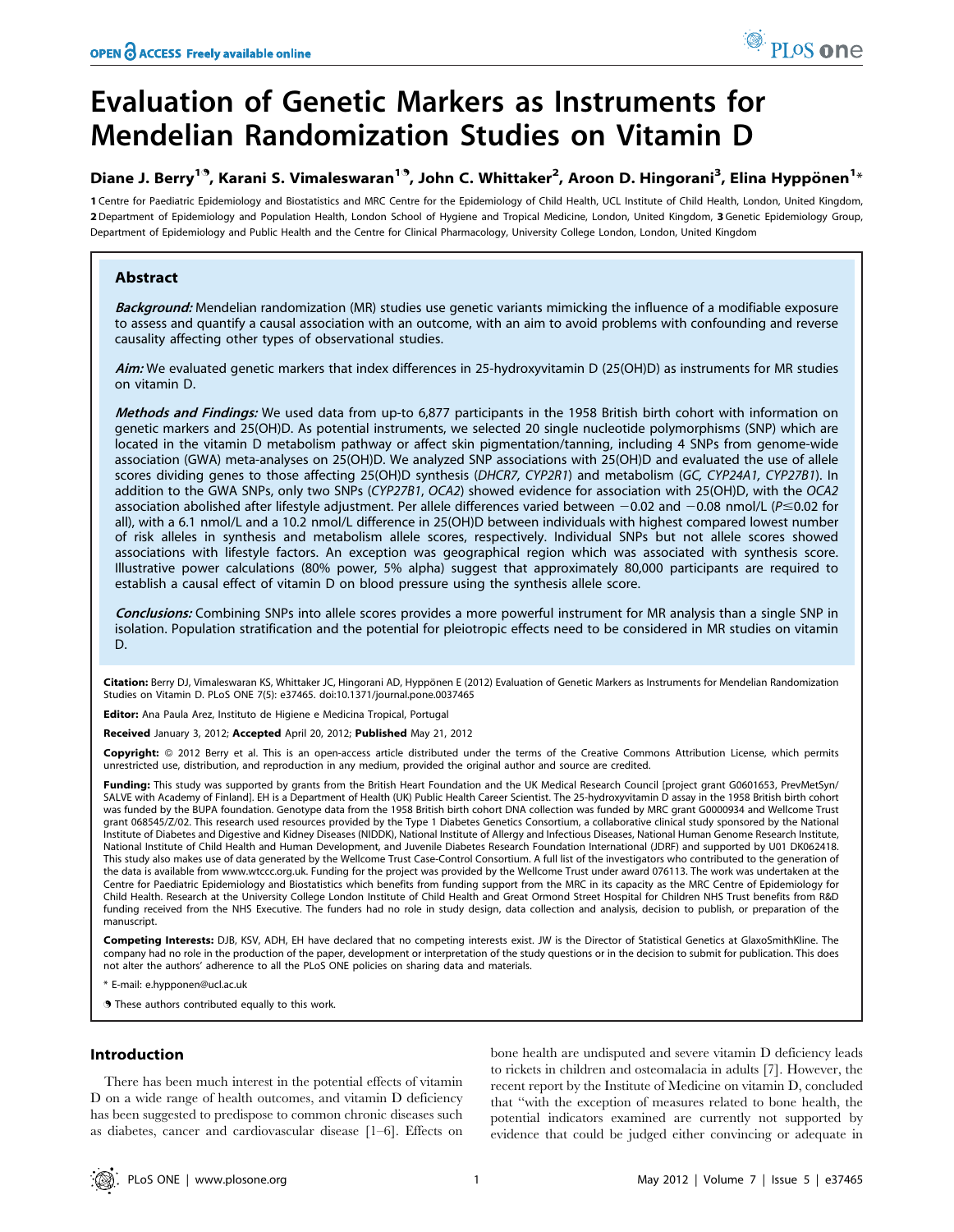# Evaluation of Genetic Markers as Instruments for Mendelian Randomization Studies on Vitamin D

**Diane J. Berry[1,¶], Karani S. Vimaleswaran[1,¶], John C. Whittaker[2], Aroon D. Hingorani[3], Elina Hyppönen[1]***

**1** Centre for Paediatric Epidemiology and Biostatistics and MRC Centre for the Epidemiology of Child Health, UCL Institute of Child Health, London, United Kingdom, **2** Department of Epidemiology and Population Health, London School of Hygiene and Tropical Medicine, London, United Kingdom, **3** Genetic Epidemiology Group, Department of Epidemiology and Public Health and the Centre for Clinical Pharmacology, University College London, London, United Kingdom

## Abstract

***Background:*** Mendelian randomization (MR) studies use genetic variants mimicking the influence of a modifiable exposure to assess and quantify a causal association with an outcome, with an aim to avoid problems with confounding and reverse causality affecting other types of observational studies.

***Aim:*** We evaluated genetic markers that index differences in 25-hydroxyvitamin D (25(OH)D) as instruments for MR studies on vitamin D.

***Methods and Findings:*** We used data from up-to 6,877 participants in the 1958 British birth cohort with information on genetic markers and 25(OH)D. As potential instruments, we selected 20 single nucleotide polymorphisms (SNP) which are located in the vitamin D metabolism pathway or affect skin pigmentation/tanning, including 4 SNPs from genome-wide association (GWA) meta-analyses on 25(OH)D. We analyzed SNP associations with 25(OH)D and evaluated the use of allele scores dividing genes to those affecting 25(OH)D synthesis (*DHCR7, CYP2R1*) and metabolism (*GC, CYP24A1, CYP27B1*). In addition to the GWA SNPs, only two SNPs (*CYP27B1, OCA2*) showed evidence for association with 25(OH)D, with the *OCA2* association abolished after lifestyle adjustment. Per allele differences varied between −0.02 and −0.08 nmol/L ($P \leq 0.02$ for all), with a 6.1 nmol/L and a 10.2 nmol/L difference in 25(OH)D between individuals with highest compared lowest number of risk alleles in synthesis and metabolism allele scores, respectively. Individual SNPs but not allele scores showed associations with lifestyle factors. An exception was geographical region which was associated with synthesis score. Illustrative power calculations (80% power, 5% alpha) suggest that approximately 80,000 participants are required to establish a causal effect of vitamin D on blood pressure using the synthesis allele score.

***Conclusions:*** Combining SNPs into allele scores provides a more powerful instrument for MR analysis than a single SNP in isolation. Population stratification and the potential for pleiotropic effects need to be considered in MR studies on vitamin D.

**Citation:** Berry DJ, Vimaleswaran KS, Whittaker JC, Hingorani AD, Hyppönen E (2012) Evaluation of Genetic Markers as Instruments for Mendelian Randomization Studies on Vitamin D. PLoS ONE 7(5): e37465. doi:10.1371/journal.pone.0037465

**Editor:** Ana Paula Arez, Instituto de Higiene e Medicina Tropical, Portugal

**Received** January 3, 2012; **Accepted** April 20, 2012; **Published** May 21, 2012

**Copyright:** © 2012 Berry et al. This is an open-access article distributed under the terms of the Creative Commons Attribution License, which permits unrestricted use, distribution, and reproduction in any medium, provided the original author and source are credited.

**Funding:** This study was supported by grants from the British Heart Foundation and the UK Medical Research Council [project grant G0601653, PrevMetSyn/SALVE with Academy of Finland]. EH is a Department of Health (UK) Public Health Career Scientist. The 25-hydroxyvitamin D assay in the 1958 British birth cohort was funded by the BUPA foundation. Genotype data from the 1958 British birth cohort DNA collection was funded by MRC grant G0000934 and Wellcome Trust grant 068545/Z/02. This research used resources provided by the Type 1 Diabetes Genetics Consortium, a collaborative clinical study sponsored by the National Institute of Diabetes and Digestive and Kidney Diseases (NIDDK), National Institute of Allergy and Infectious Diseases, National Human Genome Research Institute, National Institute of Child Health and Human Development, and Juvenile Diabetes Research Foundation International (JDRF) and supported by U01 DK062418. This study also makes use of data generated by the Wellcome Trust Case-Control Consortium. A full list of the investigators who contributed to the generation of the data is available from www.wtccc.org.uk. Funding for the project was provided by the Wellcome Trust under award 076113. The work was undertaken at the Centre for Paediatric Epidemiology and Biostatistics which benefits from funding support from the MRC in its capacity as the MRC Centre of Epidemiology for Child Health. Research at the University College London Institute of Child Health and Great Ormond Street Hospital for Children NHS Trust benefits from R&D funding received from the NHS Executive. The funders had no role in study design, data collection and analysis, decision to publish, or preparation of the manuscript.

**Competing Interests:** DJB, KSV, ADH, EH have declared that no competing interests exist. JW is the Director of Statistical Genetics at GlaxoSmithKline. The company had no role in the production of the paper, development or interpretation of the study questions or in the decision to submit for publication. This does not alter the authors' adherence to all the PLoS ONE policies on sharing data and materials.

\* E-mail: e.hypponen@ucl.ac.uk

¶ These authors contributed equally to this work.

## Introduction

There has been much interest in the potential effects of vitamin D on a wide range of health outcomes, and vitamin D deficiency has been suggested to predispose to common chronic diseases such as diabetes, cancer and cardiovascular disease [1–6]. Effects on bone health are undisputed and severe vitamin D deficiency leads to rickets in children and osteomalacia in adults [7]. However, the recent report by the Institute of Medicine on vitamin D, concluded that "with the exception of measures related to bone health, the potential indicators examined are currently not supported by evidence that could be judged either convincing or adequate in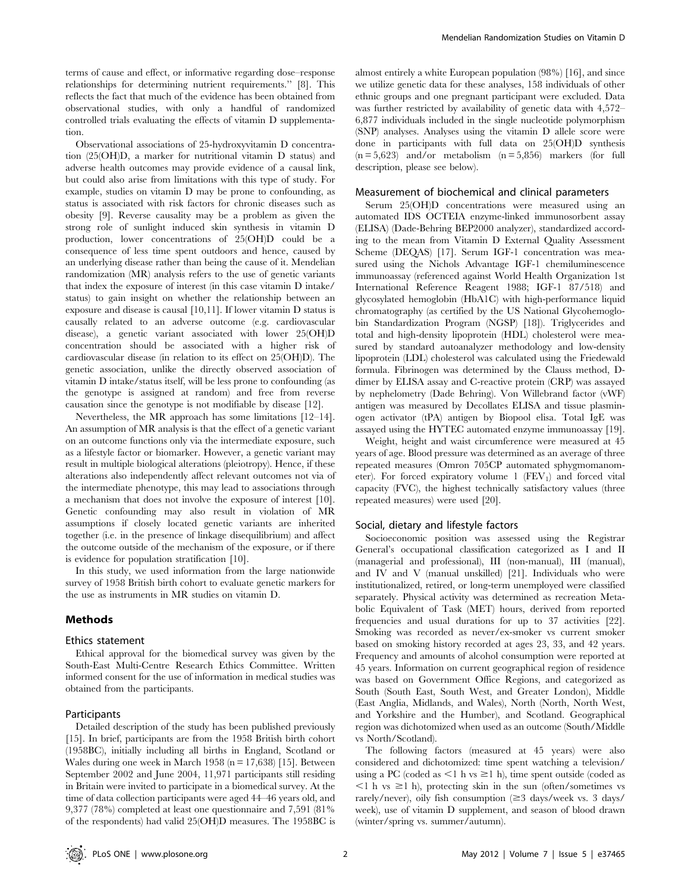terms of cause and effect, or informative regarding dose–response relationships for determining nutrient requirements." [8]. This reflects the fact that much of the evidence has been obtained from observational studies, with only a handful of randomized controlled trials evaluating the effects of vitamin D supplementation.

Observational associations of 25-hydroxyvitamin D concentration (25(OH)D, a marker for nutritional vitamin D status) and adverse health outcomes may provide evidence of a causal link, but could also arise from limitations with this type of study. For example, studies on vitamin D may be prone to confounding, as status is associated with risk factors for chronic diseases such as obesity [9]. Reverse causality may be a problem as given the strong role of sunlight induced skin synthesis in vitamin D production, lower concentrations of 25(OH)D could be a consequence of less time spent outdoors and hence, caused by an underlying disease rather than being the cause of it. Mendelian randomization (MR) analysis refers to the use of genetic variants that index the exposure of interest (in this case vitamin D intake/status) to gain insight on whether the relationship between an exposure and disease is causal [10,11]. If lower vitamin D status is causally related to an adverse outcome (e.g. cardiovascular disease), a genetic variant associated with lower 25(OH)D concentration should be associated with a higher risk of cardiovascular disease (in relation to its effect on 25(OH)D). The genetic association, unlike the directly observed association of vitamin D intake/status itself, will be less prone to confounding (as the genotype is assigned at random) and free from reverse causation since the genotype is not modifiable by disease [12].

Nevertheless, the MR approach has some limitations [12–14]. An assumption of MR analysis is that the effect of a genetic variant on an outcome functions only via the intermediate exposure, such as a lifestyle factor or biomarker. However, a genetic variant may result in multiple biological alterations (pleiotropy). Hence, if these alterations also independently affect relevant outcomes not via of the intermediate phenotype, this may lead to associations through a mechanism that does not involve the exposure of interest [10]. Genetic confounding may also result in violation of MR assumptions if closely located genetic variants are inherited together (i.e. in the presence of linkage disequilibrium) and affect the outcome outside of the mechanism of the exposure, or if there is evidence for population stratification [10].

In this study, we used information from the large nationwide survey of 1958 British birth cohort to evaluate genetic markers for the use as instruments in MR studies on vitamin D.

## Methods

### Ethics statement

Ethical approval for the biomedical survey was given by the South-East Multi-Centre Research Ethics Committee. Written informed consent for the use of information in medical studies was obtained from the participants.

### Participants

Detailed description of the study has been published previously [15]. In brief, participants are from the 1958 British birth cohort (1958BC), initially including all births in England, Scotland or Wales during one week in March 1958 (n = 17,638) [15]. Between September 2002 and June 2004, 11,971 participants still residing in Britain were invited to participate in a biomedical survey. At the time of data collection participants were aged 44–46 years old, and 9,377 (78%) completed at least one questionnaire and 7,591 (81% of the respondents) had valid 25(OH)D measures. The 1958BC is almost entirely a white European population (98%) [16], and since we utilize genetic data for these analyses, 158 individuals of other ethnic groups and one pregnant participant were excluded. Data was further restricted by availability of genetic data with 4,572–6,877 individuals included in the single nucleotide polymorphism (SNP) analyses. Analyses using the vitamin D allele score were done in participants with full data on 25(OH)D synthesis (n = 5,623) and/or metabolism (n = 5,856) markers (for full description, please see below).

### Measurement of biochemical and clinical parameters

Serum 25(OH)D concentrations were measured using an automated IDS OCTEIA enzyme-linked immunosorbent assay (ELISA) (Dade-Behring BEP2000 analyzer), standardized according to the mean from Vitamin D External Quality Assessment Scheme (DEQAS) [17]. Serum IGF-1 concentration was measured using the Nichols Advantage IGF-1 chemiluminescence immunoassay (referenced against World Health Organization 1st International Reference Reagent 1988; IGF-1 87/518) and glycosylated hemoglobin (HbA1C) with high-performance liquid chromatography (as certified by the US National Glycohemoglobin Standardization Program (NGSP) [18]). Triglycerides and total and high-density lipoprotein (HDL) cholesterol were measured by standard autoanalyzer methodology and low-density lipoprotein (LDL) cholesterol was calculated using the Friedewald formula. Fibrinogen was determined by the Clauss method, D-dimer by ELISA assay and C-reactive protein (CRP) was assayed by nephelometry (Dade Behring). Von Willebrand factor (vWF) antigen was measured by Decollates ELISA and tissue plasminogen activator (tPA) antigen by Biopool elisa. Total IgE was assayed using the HYTEC automated enzyme immunoassay [19].

Weight, height and waist circumference were measured at 45 years of age. Blood pressure was determined as an average of three repeated measures (Omron 705CP automated sphygmomanometer). For forced expiratory volume 1 ($FEV_1$) and forced vital capacity (FVC), the highest technically satisfactory values (three repeated measures) were used [20].

### Social, dietary and lifestyle factors

Socioeconomic position was assessed using the Registrar General's occupational classification categorized as I and II (managerial and professional), III (non-manual), III (manual), and IV and V (manual unskilled) [21]. Individuals who were institutionalized, retired, or long-term unemployed were classified separately. Physical activity was determined as recreation Metabolic Equivalent of Task (MET) hours, derived from reported frequencies and usual durations for up to 37 activities [22]. Smoking was recorded as never/ex-smoker vs current smoker based on smoking history recorded at ages 23, 33, and 42 years. Frequency and amounts of alcohol consumption were reported at 45 years. Information on current geographical region of residence was based on Government Office Regions, and categorized as South (South East, South West, and Greater London), Middle (East Anglia, Midlands, and Wales), North (North, North West, and Yorkshire and the Humber), and Scotland. Geographical region was dichotomized when used as an outcome (South/Middle vs North/Scotland).

The following factors (measured at 45 years) were also considered and dichotomized: time spent watching a television/using a PC (coded as $<1$ h vs $\geq1$ h), time spent outside (coded as $<1$ h vs $\geq1$ h), protecting skin in the sun (often/sometimes vs rarely/never), oily fish consumption ($\geq3$ days/week vs. 3 days/week), use of vitamin D supplement, and season of blood drawn (winter/spring vs. summer/autumn).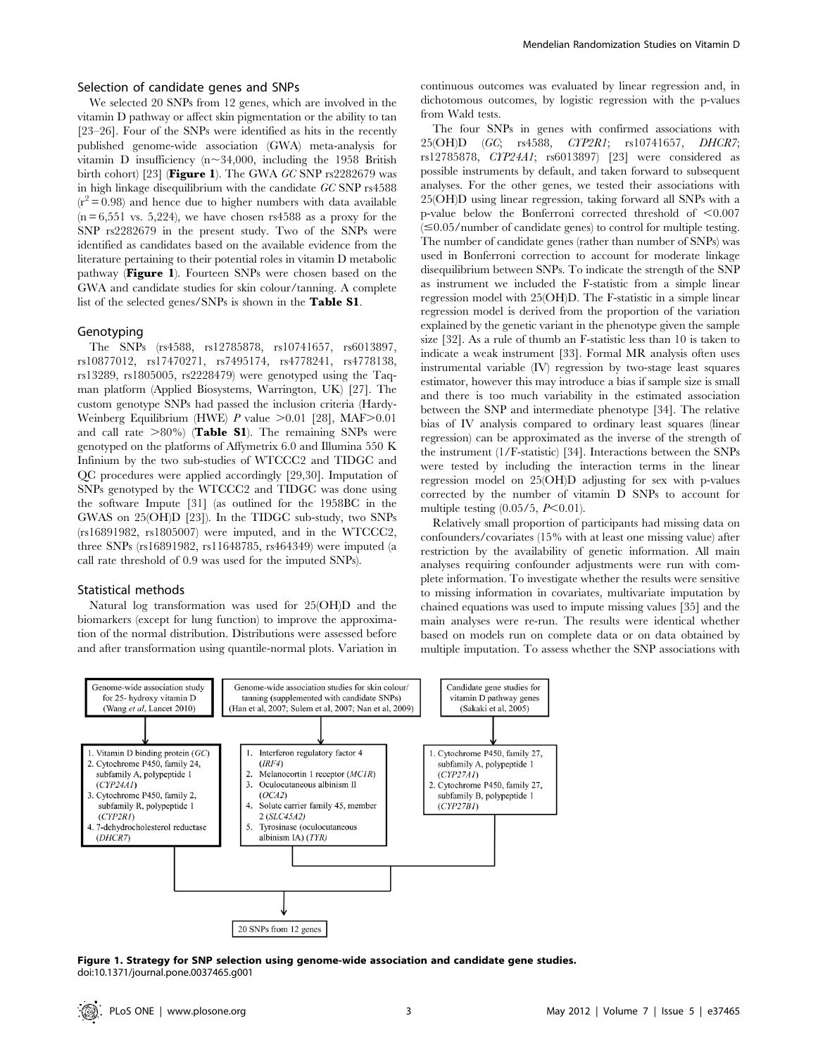## Selection of candidate genes and SNPs

We selected 20 SNPs from 12 genes, which are involved in the vitamin D pathway or affect skin pigmentation or the ability to tan [23–26]. Four of the SNPs were identified as hits in the recently published genome-wide association (GWA) meta-analysis for vitamin D insufficiency (n~34,000, including the 1958 British birth cohort) [23] (**Figure 1**). The GWA *GC* SNP rs2282679 was in high linkage disequilibrium with the candidate *GC* SNP rs4588 ($r^2 = 0.98$) and hence due to higher numbers with data available (n = 6,551 vs. 5,224), we have chosen rs4588 as a proxy for the SNP rs2282679 in the present study. Two of the SNPs were identified as candidates based on the available evidence from the literature pertaining to their potential roles in vitamin D metabolic pathway (**Figure 1**). Fourteen SNPs were chosen based on the GWA and candidate studies for skin colour/tanning. A complete list of the selected genes/SNPs is shown in the **Table S1**.

## Genotyping

The SNPs (rs4588, rs12785878, rs10741657, rs6013897, rs10877012, rs17470271, rs7495174, rs4778241, rs4778138, rs13289, rs1805005, rs2228479) were genotyped using the Taqman platform (Applied Biosystems, Warrington, UK) [27]. The custom genotype SNPs had passed the inclusion criteria (Hardy-Weinberg Equilibrium (HWE) *P* value >0.01 [28], MAF>0.01 and call rate >80%) (**Table S1**). The remaining SNPs were genotyped on the platforms of Affymetrix 6.0 and Illumina 550 K Infinium by the two sub-studies of WTCCC2 and TIDGC and QC procedures were applied accordingly [29,30]. Imputation of SNPs genotyped by the WTCCC2 and TIDGC was done using the software Impute [31] (as outlined for the 1958BC in the GWAS on 25(OH)D [23]). In the TIDGC sub-study, two SNPs (rs16891982, rs1805007) were imputed, and in the WTCCC2, three SNPs (rs16891982, rs11648785, rs464349) were imputed (a call rate threshold of 0.9 was used for the imputed SNPs).

## Statistical methods

Natural log transformation was used for 25(OH)D and the biomarkers (except for lung function) to improve the approximation of the normal distribution. Distributions were assessed before and after transformation using quantile-normal plots. Variation in continuous outcomes was evaluated by linear regression and, in dichotomous outcomes, by logistic regression with the p-values from Wald tests.

The four SNPs in genes with confirmed associations with 25(OH)D (*GC*; rs4588, *CYP2R1*; rs10741657, *DHCR7*; rs12785878, *CYP24A1*; rs6013897) [23] were considered as possible instruments by default, and taken forward to subsequent analyses. For the other genes, we tested their associations with 25(OH)D using linear regression, taking forward all SNPs with a p-value below the Bonferroni corrected threshold of <0.007 (≤0.05/number of candidate genes) to control for multiple testing. The number of candidate genes (rather than number of SNPs) was used in Bonferroni correction to account for moderate linkage disequilibrium between SNPs. To indicate the strength of the SNP as instrument we included the F-statistic from a simple linear regression model with 25(OH)D. The F-statistic in a simple linear regression model is derived from the proportion of the variation explained by the genetic variant in the phenotype given the sample size [32]. As a rule of thumb an F-statistic less than 10 is taken to indicate a weak instrument [33]. Formal MR analysis often uses instrumental variable (IV) regression by two-stage least squares estimator, however this may introduce a bias if sample size is small and there is too much variability in the estimated association between the SNP and intermediate phenotype [34]. The relative bias of IV analysis compared to ordinary least squares (linear regression) can be approximated as the inverse of the strength of the instrument (1/F-statistic) [34]. Interactions between the SNPs were tested by including the interaction terms in the linear regression model on 25(OH)D adjusting for sex with p-values corrected by the number of vitamin D SNPs to account for multiple testing (0.05/5, $P<0.01$).

Relatively small proportion of participants had missing data on confounders/covariates (15% with at least one missing value) after restriction by the availability of genetic information. All main analyses requiring confounder adjustments were run with complete information. To investigate whether the results were sensitive to missing information in covariates, multivariate imputation by chained equations was used to impute missing values [35] and the main analyses were re-run. The results were identical whether based on models run on complete data or on data obtained by multiple imputation. To assess whether the SNP associations with

Genome-wide association study for 25- hydroxy vitamin D (Wang *et al*, Lancet 2010)
1. Vitamin D binding protein (*GC*)
2. Cytochrome P450, family 24, subfamily A, polypeptide 1 (*CYP24A1*)
3. Cytochrome P450, family 2, subfamily R, polypeptide 1 (*CYP2R1*)
4. 7-dehydrocholesterol reductase (*DHCR7*)

Genome-wide association studies for skin colour/ tanning (supplemented with candidate SNPs) (Han et al, 2007; Sulem et al, 2007; Nan et al, 2009)
1. Interferon regulatory factor 4 (*IRF4*)
2. Melanocortin 1 receptor (*MC1R*)
3. Oculocutaneous albinism II (*OCA2*)
4. Solute carrier family 45, member 2 (*SLC45A2*)
5. Tyrosinase (oculocutaneous albinism IA) (*TYR*)

Candidate gene studies for vitamin D pathway genes (Sakaki et al, 2005)
1. Cytochrome P450, family 27, subfamily A, polypeptide 1 (*CYP27A1*)
2. Cytochrome P450, family 27, subfamily B, polypeptide 1 (*CYP27B1*)

20 SNPs from 12 genes

**Figure 1. Strategy for SNP selection using genome-wide association and candidate gene studies.**
doi:10.1371/journal.pone.0037465.g001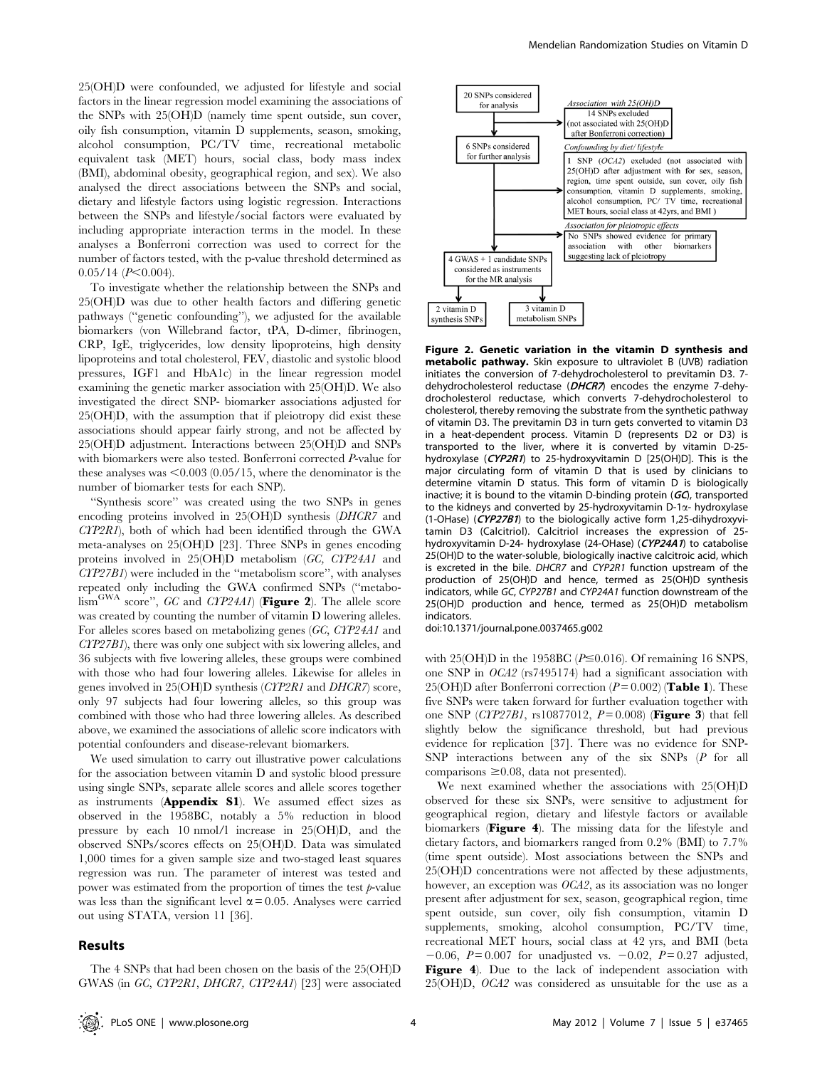25(OH)D were confounded, we adjusted for lifestyle and social factors in the linear regression model examining the associations of the SNPs with 25(OH)D (namely time spent outside, sun cover, oily fish consumption, vitamin D supplements, season, smoking, alcohol consumption, PC/TV time, recreational metabolic equivalent task (MET) hours, social class, body mass index (BMI), abdominal obesity, geographical region, and sex). We also analysed the direct associations between the SNPs and social, dietary and lifestyle factors using logistic regression. Interactions between the SNPs and lifestyle/social factors were evaluated by including appropriate interaction terms in the model. In these analyses a Bonferroni correction was used to correct for the number of factors tested, with the p-value threshold determined as 0.05/14 ($P<0.004$).

To investigate whether the relationship between the SNPs and 25(OH)D was due to other health factors and differing genetic pathways ("genetic confounding"), we adjusted for the available biomarkers (von Willebrand factor, tPA, D-dimer, fibrinogen, CRP, IgE, triglycerides, low density lipoproteins, high density lipoproteins and total cholesterol, FEV, diastolic and systolic blood pressures, IGF1 and HbA1c) in the linear regression model examining the genetic marker association with 25(OH)D. We also investigated the direct SNP- biomarker associations adjusted for 25(OH)D, with the assumption that if pleiotropy did exist these associations should appear fairly strong, and not be affected by 25(OH)D adjustment. Interactions between 25(OH)D and SNPs with biomarkers were also tested. Bonferroni corrected *P*-value for these analyses was $<0.003$ (0.05/15, where the denominator is the number of biomarker tests for each SNP).

"Synthesis score" was created using the two SNPs in genes encoding proteins involved in 25(OH)D synthesis (*DHCR7* and *CYP2R1*), both of which had been identified through the GWA meta-analyses on 25(OH)D [23]. Three SNPs in genes encoding proteins involved in 25(OH)D metabolism (*GC, CYP24A1* and *CYP27B1*) were included in the "metabolism score", with analyses repeated only including the GWA confirmed SNPs ("metabolism$^{GWA}$ score", *GC* and *CYP24A1*) (**Figure 2**). The allele score was created by counting the number of vitamin D lowering alleles. For alleles scores based on metabolizing genes (*GC, CYP24A1* and *CYP27B1*), there was only one subject with six lowering alleles, and 36 subjects with five lowering alleles, these groups were combined with those who had four lowering alleles. Likewise for alleles in genes involved in 25(OH)D synthesis (*CYP2R1* and *DHCR7*) score, only 97 subjects had four lowering alleles, so this group was combined with those who had three lowering alleles. As described above, we examined the associations of allelic score indicators with potential confounders and disease-relevant biomarkers.

We used simulation to carry out illustrative power calculations for the association between vitamin D and systolic blood pressure using single SNPs, separate allele scores and allele scores together as instruments (**Appendix S1**). We assumed effect sizes as observed in the 1958BC, notably a 5% reduction in blood pressure by each 10 nmol/l increase in 25(OH)D, and the observed SNPs/scores effects on 25(OH)D. Data was simulated 1,000 times for a given sample size and two-staged least squares regression was run. The parameter of interest was tested and power was estimated from the proportion of times the test *p*-value was less than the significant level $\alpha = 0.05$. Analyses were carried out using STATA, version 11 [36].

## Results

The 4 SNPs that had been chosen on the basis of the 25(OH)D GWAS (in *GC, CYP2R1, DHCR7, CYP24A1*) [23] were associated with 25(OH)D in the 1958BC ($P \leq 0.016$). Of remaining 16 SNPS, one SNP in *OCA2* (rs7495174) had a significant association with 25(OH)D after Bonferroni correction ($P = 0.002$) (**Table 1**). These five SNPs were taken forward for further evaluation together with one SNP (*CYP27B1*, rs10877012, $P = 0.008$) (**Figure 3**) that fell slightly below the significance threshold, but had previous evidence for replication [37]. There was no evidence for SNP-SNP interactions between any of the six SNPs (*P* for all comparisons $\geq 0.08$, data not presented).

We next examined whether the associations with 25(OH)D observed for these six SNPs, were sensitive to adjustment for geographical region, dietary and lifestyle factors or available biomarkers (**Figure 4**). The missing data for the lifestyle and dietary factors, and biomarkers ranged from 0.2% (BMI) to 7.7% (time spent outside). Most associations between the SNPs and 25(OH)D concentrations were not affected by these adjustments, however, an exception was *OCA2*, as its association was no longer present after adjustment for sex, season, geographical region, time spent outside, sun cover, oily fish consumption, vitamin D supplements, smoking, alcohol consumption, PC/TV time, recreational MET hours, social class at 42 yrs, and BMI (beta $-0.06$, $P = 0.007$ for unadjusted vs. $-0.02$, $P = 0.27$ adjusted, **Figure 4**). Due to the lack of independent association with 25(OH)D, *OCA2* was considered as unsuitable for the use as a

20 SNPs considered for analysis → *Association with 25(OH)D*: 14 SNPs excluded (not associated with 25(OH)D after Bonferroni correction)

6 SNPs considered for further analysis → *Confounding by diet/ lifestyle*: 1 SNP (*OCA2*) excluded (not associated with 25(OH)D after adjustment with for sex, season, region, time spent outside, sun cover, oily fish consumption, vitamin D supplements, smoking, alcohol consumption, PC/ TV time, recreational MET hours, social class at 42yrs, and BMI )

*Association for pleiotropic effects*: No SNPs showed evidence for primary association with other biomarkers suggesting lack of pleiotropy

4 GWAS + 1 candidate SNPs considered as instruments for the MR analysis → 2 vitamin D synthesis SNPs; 3 vitamin D metabolism SNPs

**Figure 2. Genetic variation in the vitamin D synthesis and metabolic pathway.** Skin exposure to ultraviolet B (UVB) radiation initiates the conversion of 7-dehydrocholesterol to previtamin D3. 7-dehydrocholesterol reductase (***DHCR7***) encodes the enzyme 7-dehydrocholesterol reductase, which converts 7-dehydrocholesterol to cholesterol, thereby removing the substrate from the synthetic pathway of vitamin D3. The previtamin D3 in turn gets converted to vitamin D3 in a heat-dependent process. Vitamin D (represents D2 or D3) is transported to the liver, where it is converted by vitamin D-25-hydroxylase (***CYP2R1***) to 25-hydroxyvitamin D [25(OH)D]. This is the major circulating form of vitamin D that is used by clinicians to determine vitamin D status. This form of vitamin D is biologically inactive; it is bound to the vitamin D-binding protein (***GC***), transported to the kidneys and converted by 25-hydroxyvitamin D-1$\alpha$- hydroxylase (1-OHase) (***CYP27B1***) to the biologically active form 1,25-dihydroxyvitamin D3 (Calcitriol). Calcitriol increases the expression of 25-hydroxyvitamin D-24- hydroxylase (24-OHase) (***CYP24A1***) to catabolise 25(OH)D to the water-soluble, biologically inactive calcitroic acid, which is excreted in the bile. *DHCR7* and *CYP2R1* function upstream of the production of 25(OH)D and hence, termed as 25(OH)D synthesis indicators, while *GC, CYP27B1* and *CYP24A1* function downstream of the 25(OH)D production and hence, termed as 25(OH)D metabolism indicators.
doi:10.1371/journal.pone.0037465.g002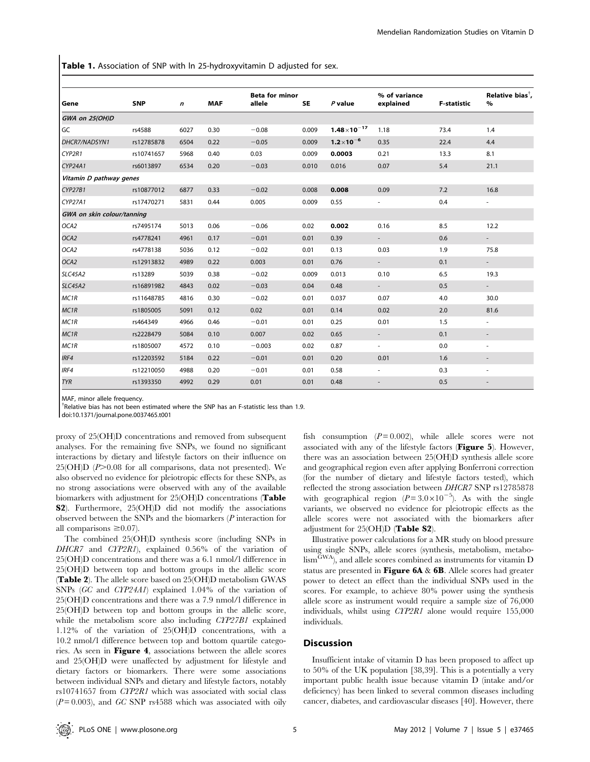**Table 1.** Association of SNP with ln 25-hydroxyvitamin D adjusted for sex.

| Gene | SNP | *n* | MAF | Beta for minor allele | SE | *P* value | % of variance explained | F-statistic | Relative bias[†], % |
|---|---|---|---|---|---|---|---|---|---|
| *GWA on 25(OH)D* | | | | | | | | | |
| GC | rs4588 | 6027 | 0.30 | −0.08 | 0.009 | **$1.48\times10^{-17}$** | 1.18 | 73.4 | 1.4 |
| *DHCR7/NADSYN1* | rs12785878 | 6504 | 0.22 | −0.05 | 0.009 | **$1.2\times10^{-6}$** | 0.35 | 22.4 | 4.4 |
| *CYP2R1* | rs10741657 | 5968 | 0.40 | 0.03 | 0.009 | **0.0003** | 0.21 | 13.3 | 8.1 |
| *CYP24A1* | rs6013897 | 6534 | 0.20 | −0.03 | 0.010 | 0.016 | 0.07 | 5.4 | 21.1 |
| *Vitamin D pathway genes* | | | | | | | | | |
| *CYP27B1* | rs10877012 | 6877 | 0.33 | −0.02 | 0.008 | **0.008** | 0.09 | 7.2 | 16.8 |
| *CYP27A1* | rs17470271 | 5831 | 0.44 | 0.005 | 0.009 | 0.55 | - | 0.4 | - |
| *GWA on skin colour/tanning* | | | | | | | | | |
| *OCA2* | rs7495174 | 5013 | 0.06 | −0.06 | 0.02 | **0.002** | 0.16 | 8.5 | 12.2 |
| *OCA2* | rs4778241 | 4961 | 0.17 | −0.01 | 0.01 | 0.39 | - | 0.6 | - |
| *OCA2* | rs4778138 | 5036 | 0.12 | −0.02 | 0.01 | 0.13 | 0.03 | 1.9 | 75.8 |
| *OCA2* | rs12913832 | 4989 | 0.22 | 0.003 | 0.01 | 0.76 | - | 0.1 | - |
| *SLC45A2* | rs13289 | 5039 | 0.38 | −0.02 | 0.009 | 0.013 | 0.10 | 6.5 | 19.3 |
| *SLC45A2* | rs16891982 | 4843 | 0.02 | −0.03 | 0.04 | 0.48 | - | 0.5 | - |
| *MC1R* | rs11648785 | 4816 | 0.30 | −0.02 | 0.01 | 0.037 | 0.07 | 4.0 | 30.0 |
| *MC1R* | rs1805005 | 5091 | 0.12 | 0.02 | 0.01 | 0.14 | 0.02 | 2.0 | 81.6 |
| *MC1R* | rs464349 | 4966 | 0.46 | −0.01 | 0.01 | 0.25 | 0.01 | 1.5 | - |
| *MC1R* | rs2228479 | 5084 | 0.10 | 0.007 | 0.02 | 0.65 | - | 0.1 | - |
| *MC1R* | rs1805007 | 4572 | 0.10 | −0.003 | 0.02 | 0.87 | - | 0.0 | - |
| *IRF4* | rs12203592 | 5184 | 0.22 | −0.01 | 0.01 | 0.20 | 0.01 | 1.6 | - |
| *IRF4* | rs12210050 | 4988 | 0.20 | −0.01 | 0.01 | 0.58 | - | 0.3 | - |
| *TYR* | rs1393350 | 4992 | 0.29 | 0.01 | 0.01 | 0.48 | - | 0.5 | - |

MAF, minor allele frequency.
[†]Relative bias has not been estimated where the SNP has an F-statistic less than 1.9.
doi:10.1371/journal.pone.0037465.t001

proxy of 25(OH)D concentrations and removed from subsequent analyses. For the remaining five SNPs, we found no significant interactions by dietary and lifestyle factors on their influence on 25(OH)D ($P>0.08$ for all comparisons, data not presented). We also observed no evidence for pleiotropic effects for these SNPs, as no strong associations were observed with any of the available biomarkers with adjustment for 25(OH)D concentrations (**Table S2**). Furthermore, 25(OH)D did not modify the associations observed between the SNPs and the biomarkers (*P* interaction for all comparisons $\geq 0.07$).

The combined 25(OH)D synthesis score (including SNPs in *DHCR7* and *CYP2R1*), explained 0.56% of the variation of 25(OH)D concentrations and there was a 6.1 nmol/l difference in 25(OH)D between top and bottom groups in the allelic score (**Table 2**). The allele score based on 25(OH)D metabolism GWAS SNPs (*GC* and *CYP24A1*) explained 1.04% of the variation of 25(OH)D concentrations and there was a 7.9 nmol/l difference in 25(OH)D between top and bottom groups in the allelic score, while the metabolism score also including *CYP27B1* explained 1.12% of the variation of 25(OH)D concentrations, with a 10.2 nmol/l difference between top and bottom quartile categories. As seen in **Figure 4**, associations between the allele scores and 25(OH)D were unaffected by adjustment for lifestyle and dietary factors or biomarkers. There were some associations between individual SNPs and dietary and lifestyle factors, notably rs10741657 from *CYP2R1* which was associated with social class ($P=0.003$), and *GC* SNP rs4588 which was associated with oily fish consumption ($P=0.002$), while allele scores were not associated with any of the lifestyle factors (**Figure 5**). However, there was an association between 25(OH)D synthesis allele score and geographical region even after applying Bonferroni correction (for the number of dietary and lifestyle factors tested), which reflected the strong association between *DHCR7* SNP rs12785878 with geographical region ($P=3.0\times10^{-5}$). As with the single variants, we observed no evidence for pleiotropic effects as the allele scores were not associated with the biomarkers after adjustment for 25(OH)D (**Table S2**).

Illustrative power calculations for a MR study on blood pressure using single SNPs, allele scores (synthesis, metabolism, metabolism$^{GWA}$), and allele scores combined as instruments for vitamin D status are presented in **Figure 6A** & **6B**. Allele scores had greater power to detect an effect than the individual SNPs used in the scores. For example, to achieve 80% power using the synthesis allele score as instrument would require a sample size of 76,000 individuals, whilst using *CYP2R1* alone would require 155,000 individuals.

## Discussion

Insufficient intake of vitamin D has been proposed to affect up to 50% of the UK population [38,39]. This is a potentially a very important public health issue because vitamin D (intake and/or deficiency) has been linked to several common diseases including cancer, diabetes, and cardiovascular diseases [40]. However, there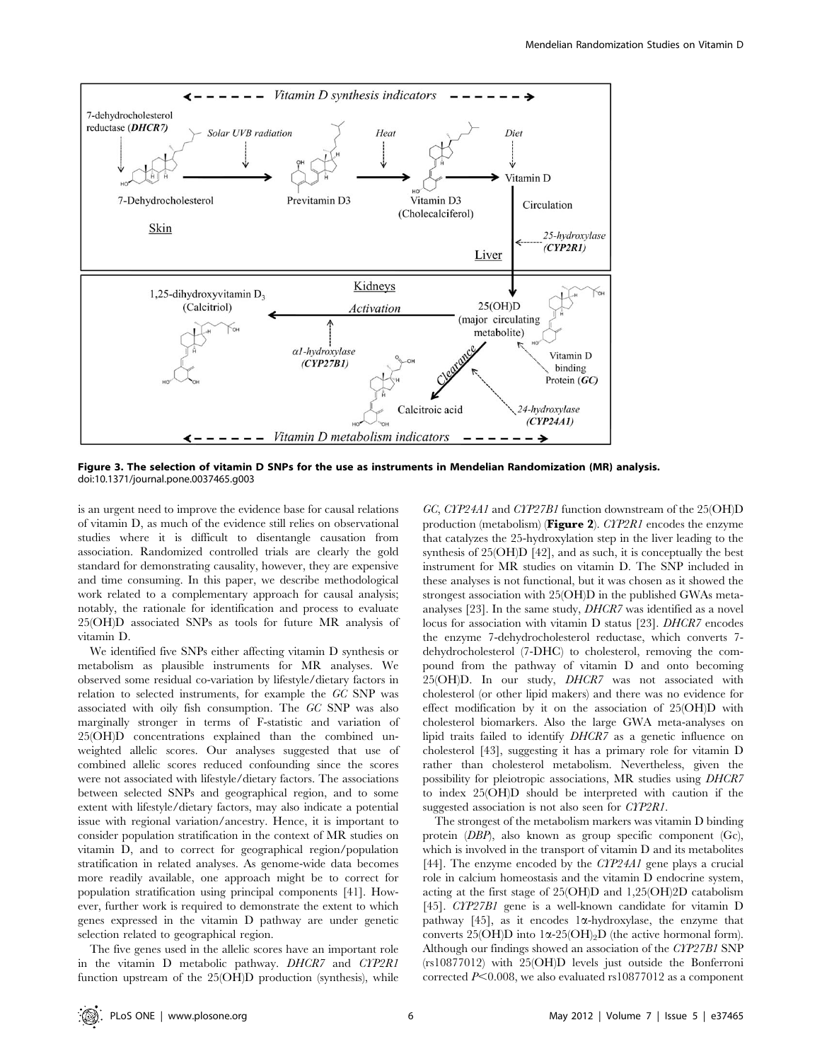Figure 3. The selection of vitamin D SNPs for the use as instruments in Mendelian Randomization (MR) analysis.
doi:10.1371/journal.pone.0037465.g003

is an urgent need to improve the evidence base for causal relations of vitamin D, as much of the evidence still relies on observational studies where it is difficult to disentangle causation from association. Randomized controlled trials are clearly the gold standard for demonstrating causality, however, they are expensive and time consuming. In this paper, we describe methodological work related to a complementary approach for causal analysis; notably, the rationale for identification and process to evaluate 25(OH)D associated SNPs as tools for future MR analysis of vitamin D.

We identified five SNPs either affecting vitamin D synthesis or metabolism as plausible instruments for MR analyses. We observed some residual co-variation by lifestyle/dietary factors in relation to selected instruments, for example the *GC* SNP was associated with oily fish consumption. The *GC* SNP was also marginally stronger in terms of F-statistic and variation of 25(OH)D concentrations explained than the combined unweighted allelic scores. Our analyses suggested that use of combined allelic scores reduced confounding since the scores were not associated with lifestyle/dietary factors. The associations between selected SNPs and geographical region, and to some extent with lifestyle/dietary factors, may also indicate a potential issue with regional variation/ancestry. Hence, it is important to consider population stratification in the context of MR studies on vitamin D, and to correct for geographical region/population stratification in related analyses. As genome-wide data becomes more readily available, one approach might be to correct for population stratification using principal components [41]. However, further work is required to demonstrate the extent to which genes expressed in the vitamin D pathway are under genetic selection related to geographical region.

The five genes used in the allelic scores have an important role in the vitamin D metabolic pathway. *DHCR7* and *CYP2R1* function upstream of the 25(OH)D production (synthesis), while *GC*, *CYP24A1* and *CYP27B1* function downstream of the 25(OH)D production (metabolism) (**Figure 2**). *CYP2R1* encodes the enzyme that catalyzes the 25-hydroxylation step in the liver leading to the synthesis of 25(OH)D [42], and as such, it is conceptually the best instrument for MR studies on vitamin D. The SNP included in these analyses is not functional, but it was chosen as it showed the strongest association with 25(OH)D in the published GWAs meta-analyses [23]. In the same study, *DHCR7* was identified as a novel locus for association with vitamin D status [23]. *DHCR7* encodes the enzyme 7-dehydrocholesterol reductase, which converts 7-dehydrocholesterol (7-DHC) to cholesterol, removing the compound from the pathway of vitamin D and onto becoming 25(OH)D. In our study, *DHCR7* was not associated with cholesterol (or other lipid makers) and there was no evidence for effect modification by it on the association of 25(OH)D with cholesterol biomarkers. Also the large GWA meta-analyses on lipid traits failed to identify *DHCR7* as a genetic influence on cholesterol [43], suggesting it has a primary role for vitamin D rather than cholesterol metabolism. Nevertheless, given the possibility for pleiotropic associations, MR studies using *DHCR7* to index 25(OH)D should be interpreted with caution if the suggested association is not also seen for *CYP2R1*.

The strongest of the metabolism markers was vitamin D binding protein (*DBP*), also known as group specific component (Gc), which is involved in the transport of vitamin D and its metabolites [44]. The enzyme encoded by the *CYP24A1* gene plays a crucial role in calcium homeostasis and the vitamin D endocrine system, acting at the first stage of 25(OH)D and 1,25(OH)2D catabolism [45]. *CYP27B1* gene is a well-known candidate for vitamin D pathway [45], as it encodes 1α-hydroxylase, the enzyme that converts 25(OH)D into 1α-25(OH)$_2$D (the active hormonal form). Although our findings showed an association of the *CYP27B1* SNP (rs10877012) with 25(OH)D levels just outside the Bonferroni corrected $P<0.008$, we also evaluated rs10877012 as a component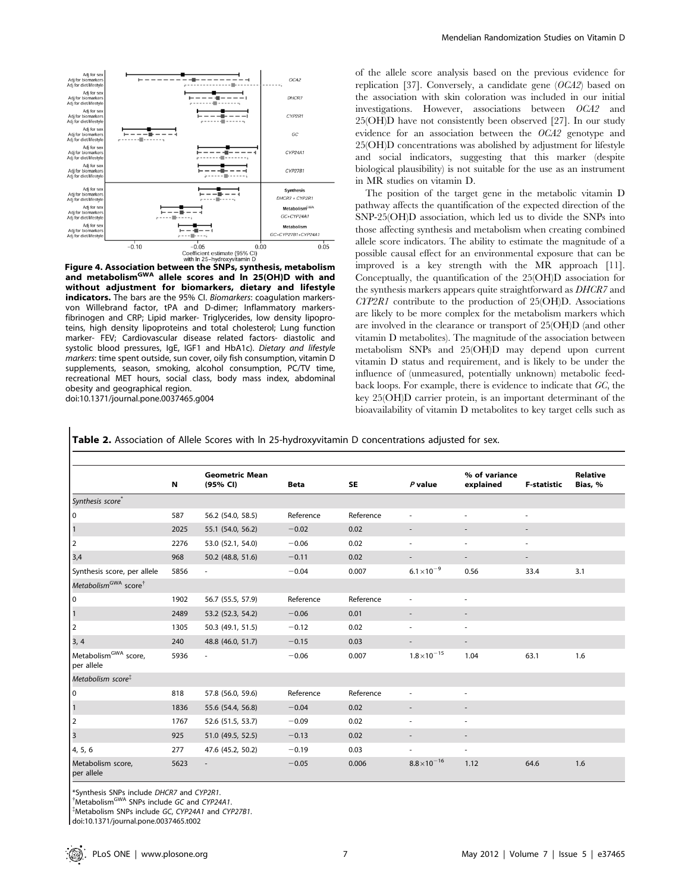Figure 4. Association between the SNPs, synthesis, metabolism and metabolism[GWA] allele scores and ln 25(OH)D with and without adjustment for biomarkers, dietary and lifestyle indicators. The bars are the 95% CI. *Biomarkers*: coagulation markers- von Willebrand factor, tPA and D-dimer; Inflammatory markers- fibrinogen and CRP; Lipid marker- Triglycerides, low density lipoproteins, high density lipoproteins and total cholesterol; Lung function marker- FEV; Cardiovascular disease related factors- diastolic and systolic blood pressures, IgE, IGF1 and HbA1c). *Dietary and lifestyle markers*: time spent outside, sun cover, oily fish consumption, vitamin D supplements, season, smoking, alcohol consumption, PC/TV time, recreational MET hours, social class, body mass index, abdominal obesity and geographical region.
doi:10.1371/journal.pone.0037465.g004

of the allele score analysis based on the previous evidence for replication [37]. Conversely, a candidate gene (*OCA2*) based on the association with skin coloration was included in our initial investigations. However, associations between *OCA2* and 25(OH)D have not consistently been observed [27]. In our study evidence for an association between the *OCA2* genotype and 25(OH)D concentrations was abolished by adjustment for lifestyle and social indicators, suggesting that this marker (despite biological plausibility) is not suitable for the use as an instrument in MR studies on vitamin D.

The position of the target gene in the metabolic vitamin D pathway affects the quantification of the expected direction of the SNP-25(OH)D association, which led us to divide the SNPs into those affecting synthesis and metabolism when creating combined allele score indicators. The ability to estimate the magnitude of a possible causal effect for an environmental exposure that can be improved is a key strength with the MR approach [11]. Conceptually, the quantification of the 25(OH)D association for the synthesis markers appears quite straightforward as *DHCR7* and *CYP2R1* contribute to the production of 25(OH)D. Associations are likely to be more complex for the metabolism markers which are involved in the clearance or transport of 25(OH)D (and other vitamin D metabolites). The magnitude of the association between metabolism SNPs and 25(OH)D may depend upon current vitamin D status and requirement, and is likely to be under the influence of (unmeasured, potentially unknown) metabolic feedback loops. For example, there is evidence to indicate that *GC*, the key 25(OH)D carrier protein, is an important determinant of the bioavailability of vitamin D metabolites to key target cells such as

**Table 2.** Association of Allele Scores with ln 25-hydroxyvitamin D concentrations adjusted for sex.

| | N | Geometric Mean (95% CI) | Beta | SE | *P* value | % of variance explained | F-statistic | Relative Bias, % |
|---|---|---|---|---|---|---|---|---|
| *Synthesis score*\* | | | | | | | | |
| 0 | 587 | 56.2 (54.0, 58.5) | Reference | Reference | - | - | - | |
| 1 | 2025 | 55.1 (54.0, 56.2) | −0.02 | 0.02 | - | - | - | |
| 2 | 2276 | 53.0 (52.1, 54.0) | −0.06 | 0.02 | - | - | - | |
| 3,4 | 968 | 50.2 (48.8, 51.6) | −0.11 | 0.02 | - | - | - | |
| Synthesis score, per allele | 5856 | - | −0.04 | 0.007 | $6.1\times10^{-9}$ | 0.56 | 33.4 | 3.1 |
| *Metabolism[GWA] score*† | | | | | | | | |
| 0 | 1902 | 56.7 (55.5, 57.9) | Reference | Reference | - | - | | |
| 1 | 2489 | 53.2 (52.3, 54.2) | −0.06 | 0.01 | - | - | | |
| 2 | 1305 | 50.3 (49.1, 51.5) | −0.12 | 0.02 | - | - | | |
| 3, 4 | 240 | 48.8 (46.0, 51.7) | −0.15 | 0.03 | - | - | | |
| Metabolism[GWA] score, per allele | 5936 | - | −0.06 | 0.007 | $1.8\times10^{-15}$ | 1.04 | 63.1 | 1.6 |
| *Metabolism score*‡ | | | | | | | | |
| 0 | 818 | 57.8 (56.0, 59.6) | Reference | Reference | - | - | | |
| 1 | 1836 | 55.6 (54.4, 56.8) | −0.04 | 0.02 | - | - | | |
| 2 | 1767 | 52.6 (51.5, 53.7) | −0.09 | 0.02 | - | - | | |
| 3 | 925 | 51.0 (49.5, 52.5) | −0.13 | 0.02 | - | - | | |
| 4, 5, 6 | 277 | 47.6 (45.2, 50.2) | −0.19 | 0.03 | - | - | | |
| Metabolism score, per allele | 5623 | - | −0.05 | 0.006 | $8.8\times10^{-16}$ | 1.12 | 64.6 | 1.6 |

\*Synthesis SNPs include *DHCR7* and *CYP2R1*.
†Metabolism[GWA] SNPs include *GC* and *CYP24A1*.
‡Metabolism SNPs include *GC*, *CYP24A1* and *CYP27B1*.
doi:10.1371/journal.pone.0037465.t002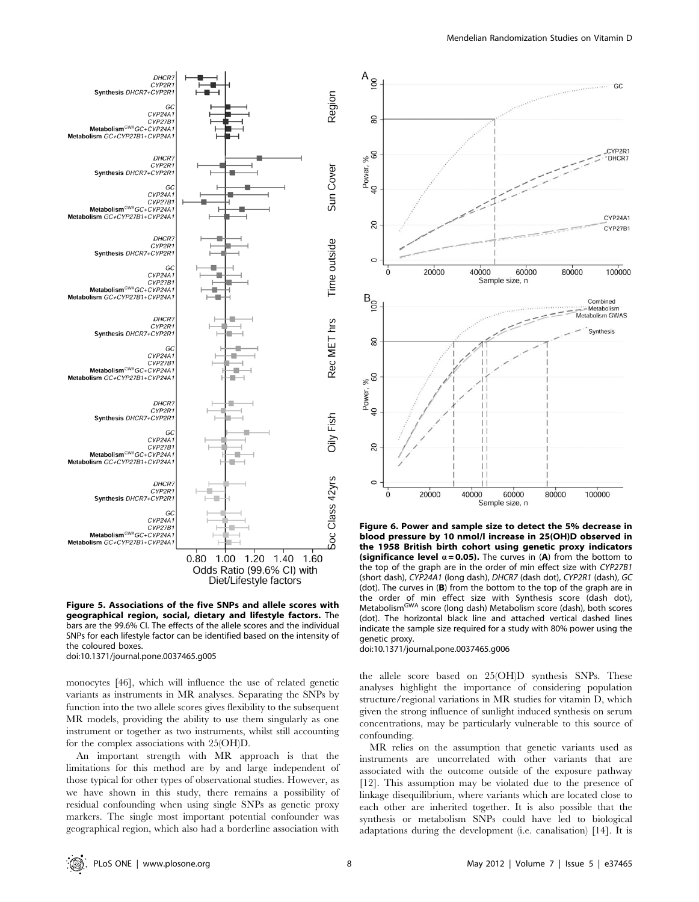**Figure 5. Associations of the five SNPs and allele scores with geographical region, social, dietary and lifestyle factors.** The bars are the 99.6% CI. The effects of the allele scores and the individual SNPs for each lifestyle factor can be identified based on the intensity of the coloured boxes.
doi:10.1371/journal.pone.0037465.g005

**Figure 6. Power and sample size to detect the 5% decrease in blood pressure by 10 nmol/l increase in 25(OH)D observed in the 1958 British birth cohort using genetic proxy indicators (significance level $\alpha = 0.05$).** The curves in (**A**) from the bottom to the top of the graph are in the order of min effect size with *CYP27B1* (short dash), *CYP24A1* (long dash), *DHCR7* (dash dot), *CYP2R1* (dash), *GC* (dot). The curves in (**B**) from the bottom to the top of the graph are in the order of min effect size with Synthesis score (dash dot), Metabolism$^{GWA}$ score (long dash) Metabolism score (dash), both scores (dot). The horizontal black line and attached vertical dashed lines indicate the sample size required for a study with 80% power using the genetic proxy.
doi:10.1371/journal.pone.0037465.g006

monocytes [46], which will influence the use of related genetic variants as instruments in MR analyses. Separating the SNPs by function into the two allele scores gives flexibility to the subsequent MR models, providing the ability to use them singularly as one instrument or together as two instruments, whilst still accounting for the complex associations with 25(OH)D.

An important strength with MR approach is that the limitations for this method are by and large independent of those typical for other types of observational studies. However, as we have shown in this study, there remains a possibility of residual confounding when using single SNPs as genetic proxy markers. The single most important potential confounder was geographical region, which also had a borderline association with the allele score based on 25(OH)D synthesis SNPs. These analyses highlight the importance of considering population structure/regional variations in MR studies for vitamin D, which given the strong influence of sunlight induced synthesis on serum concentrations, may be particularly vulnerable to this source of confounding.

MR relies on the assumption that genetic variants used as instruments are uncorrelated with other variants that are associated with the outcome outside of the exposure pathway [12]. This assumption may be violated due to the presence of linkage disequilibrium, where variants which are located close to each other are inherited together. It is also possible that the synthesis or metabolism SNPs could have led to biological adaptations during the development (i.e. canalisation) [14]. It is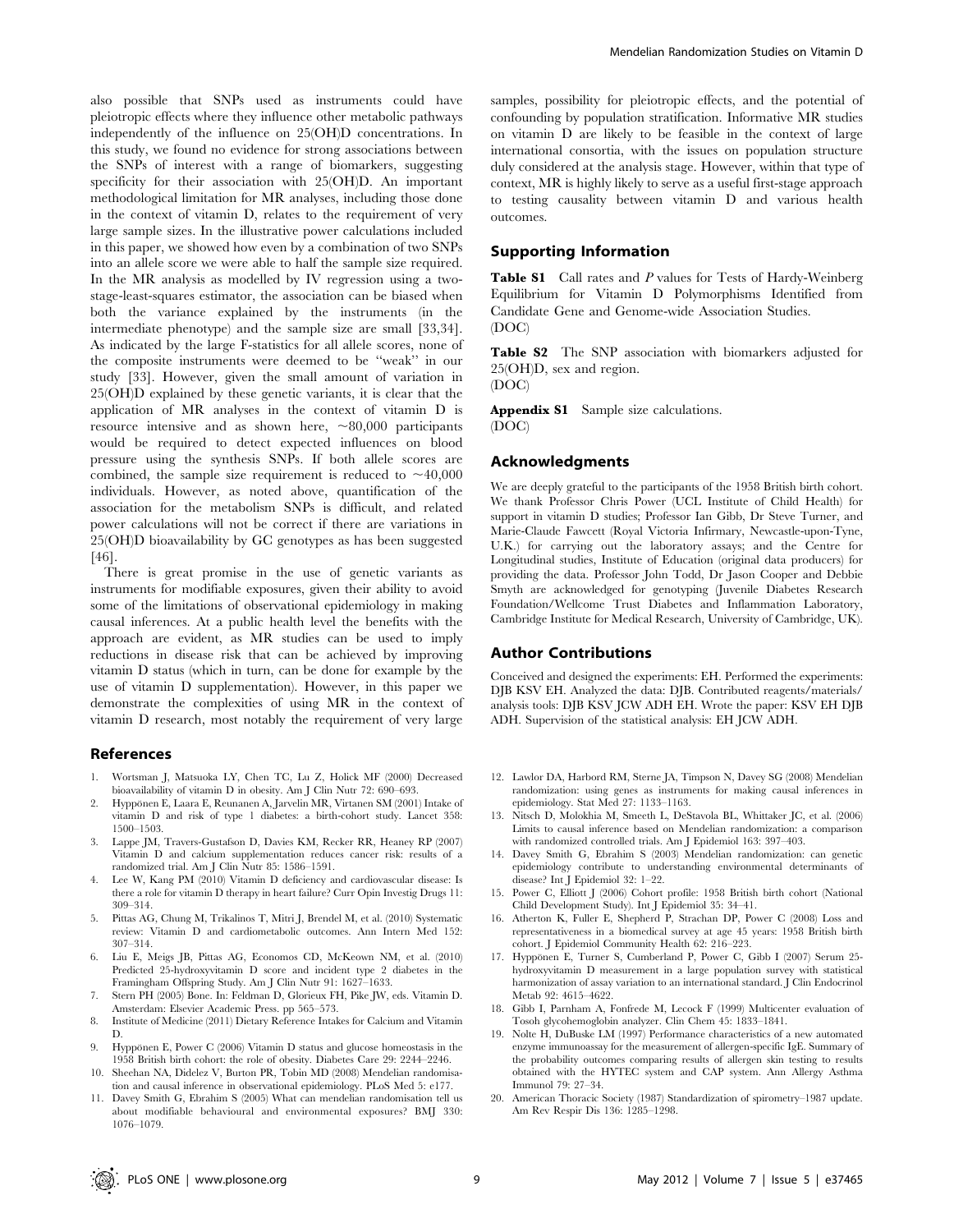also possible that SNPs used as instruments could have pleiotropic effects where they influence other metabolic pathways independently of the influence on 25(OH)D concentrations. In this study, we found no evidence for strong associations between the SNPs of interest with a range of biomarkers, suggesting specificity for their association with 25(OH)D. An important methodological limitation for MR analyses, including those done in the context of vitamin D, relates to the requirement of very large sample sizes. In the illustrative power calculations included in this paper, we showed how even by a combination of two SNPs into an allele score we were able to half the sample size required. In the MR analysis as modelled by IV regression using a two-stage-least-squares estimator, the association can be biased when both the variance explained by the instruments (in the intermediate phenotype) and the sample size are small [33,34]. As indicated by the large F-statistics for all allele scores, none of the composite instruments were deemed to be "weak" in our study [33]. However, given the small amount of variation in 25(OH)D explained by these genetic variants, it is clear that the application of MR analyses in the context of vitamin D is resource intensive and as shown here, ~80,000 participants would be required to detect expected influences on blood pressure using the synthesis SNPs. If both allele scores are combined, the sample size requirement is reduced to ~40,000 individuals. However, as noted above, quantification of the association for the metabolism SNPs is difficult, and related power calculations will not be correct if there are variations in 25(OH)D bioavailability by GC genotypes as has been suggested [46].

There is great promise in the use of genetic variants as instruments for modifiable exposures, given their ability to avoid some of the limitations of observational epidemiology in making causal inferences. At a public health level the benefits with the approach are evident, as MR studies can be used to imply reductions in disease risk that can be achieved by improving vitamin D status (which in turn, can be done for example by the use of vitamin D supplementation). However, in this paper we demonstrate the complexities of using MR in the context of vitamin D research, most notably the requirement of very large samples, possibility for pleiotropic effects, and the potential of confounding by population stratification. Informative MR studies on vitamin D are likely to be feasible in the context of large international consortia, with the issues on population structure duly considered at the analysis stage. However, within that type of context, MR is highly likely to serve as a useful first-stage approach to testing causality between vitamin D and various health outcomes.

## Supporting Information

**Table S1** Call rates and *P* values for Tests of Hardy-Weinberg Equilibrium for Vitamin D Polymorphisms Identified from Candidate Gene and Genome-wide Association Studies.
(DOC)

**Table S2** The SNP association with biomarkers adjusted for 25(OH)D, sex and region.
(DOC)

**Appendix S1** Sample size calculations.
(DOC)

## Acknowledgments

We are deeply grateful to the participants of the 1958 British birth cohort. We thank Professor Chris Power (UCL Institute of Child Health) for support in vitamin D studies; Professor Ian Gibb, Dr Steve Turner, and Marie-Claude Fawcett (Royal Victoria Infirmary, Newcastle-upon-Tyne, U.K.) for carrying out the laboratory assays; and the Centre for Longitudinal studies, Institute of Education (original data producers) for providing the data. Professor John Todd, Dr Jason Cooper and Debbie Smyth are acknowledged for genotyping (Juvenile Diabetes Research Foundation/Wellcome Trust Diabetes and Inflammation Laboratory, Cambridge Institute for Medical Research, University of Cambridge, UK).

## Author Contributions

Conceived and designed the experiments: EH. Performed the experiments: DJB KSV EH. Analyzed the data: DJB. Contributed reagents/materials/analysis tools: DJB KSV JCW ADH EH. Wrote the paper: KSV EH DJB ADH. Supervision of the statistical analysis: EH JCW ADH.

## References

1. Wortsman J, Matsuoka LY, Chen TC, Lu Z, Holick MF (2000) Decreased bioavailability of vitamin D in obesity. Am J Clin Nutr 72: 690–693.
2. Hyppönen E, Laara E, Reunanen A, Jarvelin MR, Virtanen SM (2001) Intake of vitamin D and risk of type 1 diabetes: a birth-cohort study. Lancet 358: 1500–1503.
3. Lappe JM, Travers-Gustafson D, Davies KM, Recker RR, Heaney RP (2007) Vitamin D and calcium supplementation reduces cancer risk: results of a randomized trial. Am J Clin Nutr 85: 1586–1591.
4. Lee W, Kang PM (2010) Vitamin D deficiency and cardiovascular disease: Is there a role for vitamin D therapy in heart failure? Curr Opin Investig Drugs 11: 309–314.
5. Pittas AG, Chung M, Trikalinos T, Mitri J, Brendel M, et al. (2010) Systematic review: Vitamin D and cardiometabolic outcomes. Ann Intern Med 152: 307–314.
6. Liu E, Meigs JB, Pittas AG, Economos CD, McKeown NM, et al. (2010) Predicted 25-hydroxyvitamin D score and incident type 2 diabetes in the Framingham Offspring Study. Am J Clin Nutr 91: 1627–1633.
7. Stern PH (2005) Bone. In: Feldman D, Glorieux FH, Pike JW, eds. Vitamin D. Amsterdam: Elsevier Academic Press. pp 565–573.
8. Institute of Medicine (2011) Dietary Reference Intakes for Calcium and Vitamin D.
9. Hyppönen E, Power C (2006) Vitamin D status and glucose homeostasis in the 1958 British birth cohort: the role of obesity. Diabetes Care 29: 2244–2246.
10. Sheehan NA, Didelez V, Burton PR, Tobin MD (2008) Mendelian randomisation and causal inference in observational epidemiology. PLoS Med 5: e177.
11. Davey Smith G, Ebrahim S (2005) What can mendelian randomisation tell us about modifiable behavioural and environmental exposures? BMJ 330: 1076–1079.
12. Lawlor DA, Harbord RM, Sterne JA, Timpson N, Davey SG (2008) Mendelian randomization: using genes as instruments for making causal inferences in epidemiology. Stat Med 27: 1133–1163.
13. Nitsch D, Molokhia M, Smeeth L, DeStavola BL, Whittaker JC, et al. (2006) Limits to causal inference based on Mendelian randomization: a comparison with randomized controlled trials. Am J Epidemiol 163: 397–403.
14. Davey Smith G, Ebrahim S (2003) Mendelian randomization: can genetic epidemiology contribute to understanding environmental determinants of disease? Int J Epidemiol 32: 1–22.
15. Power C, Elliott J (2006) Cohort profile: 1958 British birth cohort (National Child Development Study). Int J Epidemiol 35: 34–41.
16. Atherton K, Fuller E, Shepherd P, Strachan DP, Power C (2008) Loss and representativeness in a biomedical survey at age 45 years: 1958 British birth cohort. J Epidemiol Community Health 62: 216–223.
17. Hyppönen E, Turner S, Cumberland P, Power C, Gibb I (2007) Serum 25-hydroxyvitamin D measurement in a large population survey with statistical harmonization of assay variation to an international standard. J Clin Endocrinol Metab 92: 4615–4622.
18. Gibb I, Parnham A, Fonfrede M, Lecock F (1999) Multicenter evaluation of Tosoh glycohemoglobin analyzer. Clin Chem 45: 1833–1841.
19. Nolte H, DuBuske LM (1997) Performance characteristics of a new automated enzyme immunoassay for the measurement of allergen-specific IgE. Summary of the probability outcomes comparing results of allergen skin testing to results obtained with the HYTEC system and CAP system. Ann Allergy Asthma Immunol 79: 27–34.
20. American Thoracic Society (1987) Standardization of spirometry–1987 update. Am Rev Respir Dis 136: 1285–1298.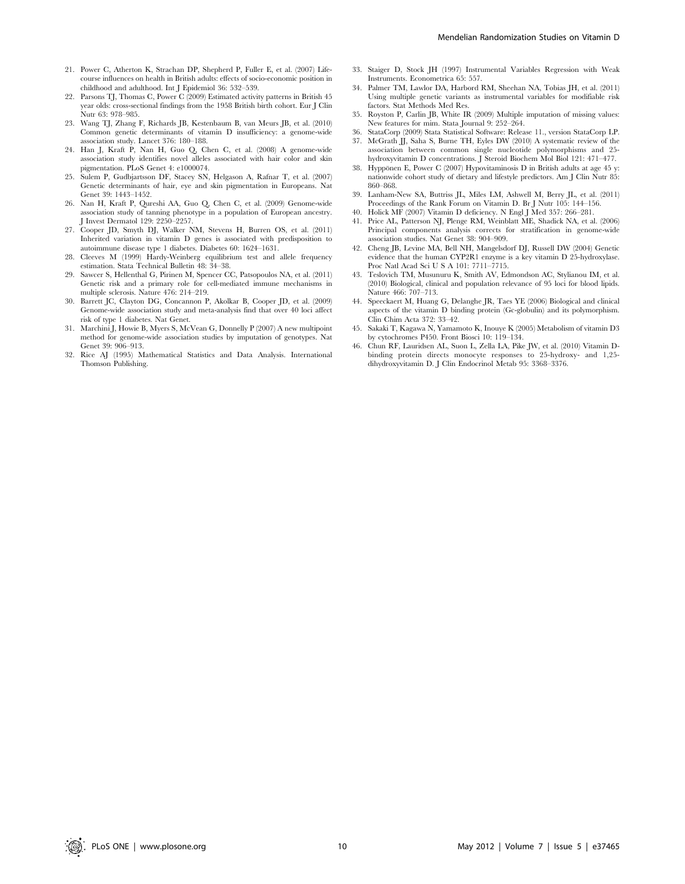21. Power C, Atherton K, Strachan DP, Shepherd P, Fuller E, et al. (2007) Life-course influences on health in British adults: effects of socio-economic position in childhood and adulthood. Int J Epidemiol 36: 532–539.
22. Parsons TJ, Thomas C, Power C (2009) Estimated activity patterns in British 45 year olds: cross-sectional findings from the 1958 British birth cohort. Eur J Clin Nutr 63: 978–985.
23. Wang TJ, Zhang F, Richards JB, Kestenbaum B, van Meurs JB, et al. (2010) Common genetic determinants of vitamin D insufficiency: a genome-wide association study. Lancet 376: 180–188.
24. Han J, Kraft P, Nan H, Guo Q, Chen C, et al. (2008) A genome-wide association study identifies novel alleles associated with hair color and skin pigmentation. PLoS Genet 4: e1000074.
25. Sulem P, Gudbjartsson DF, Stacey SN, Helgason A, Rafnar T, et al. (2007) Genetic determinants of hair, eye and skin pigmentation in Europeans. Nat Genet 39: 1443–1452.
26. Nan H, Kraft P, Qureshi AA, Guo Q, Chen C, et al. (2009) Genome-wide association study of tanning phenotype in a population of European ancestry. J Invest Dermatol 129: 2250–2257.
27. Cooper JD, Smyth DJ, Walker NM, Stevens H, Burren OS, et al. (2011) Inherited variation in vitamin D genes is associated with predisposition to autoimmune disease type 1 diabetes. Diabetes 60: 1624–1631.
28. Cleeves M (1999) Hardy-Weinberg equilibrium test and allele frequency estimation. Stata Technical Bulletin 48: 34–38.
29. Sawcer S, Hellenthal G, Pirinen M, Spencer CC, Patsopoulos NA, et al. (2011) Genetic risk and a primary role for cell-mediated immune mechanisms in multiple sclerosis. Nature 476: 214–219.
30. Barrett JC, Clayton DG, Concannon P, Akolkar B, Cooper JD, et al. (2009) Genome-wide association study and meta-analysis find that over 40 loci affect risk of type 1 diabetes. Nat Genet.
31. Marchini J, Howie B, Myers S, McVean G, Donnelly P (2007) A new multipoint method for genome-wide association studies by imputation of genotypes. Nat Genet 39: 906–913.
32. Rice AJ (1995) Mathematical Statistics and Data Analysis. International Thomson Publishing.
33. Staiger D, Stock JH (1997) Instrumental Variables Regression with Weak Instruments. Econometrica 65: 557.
34. Palmer TM, Lawlor DA, Harbord RM, Sheehan NA, Tobias JH, et al. (2011) Using multiple genetic variants as instrumental variables for modifiable risk factors. Stat Methods Med Res.
35. Royston P, Carlin JB, White IR (2009) Multiple imputation of missing values: New features for mim. Stata Journal 9: 252–264.
36. StataCorp (2009) Stata Statistical Software: Release 11., version StataCorp LP.
37. McGrath JJ, Saha S, Burne TH, Eyles DW (2010) A systematic review of the association between common single nucleotide polymorphisms and 25-hydroxyvitamin D concentrations. J Steroid Biochem Mol Biol 121: 471–477.
38. Hyppönen E, Power C (2007) Hypovitaminosis D in British adults at age 45 y: nationwide cohort study of dietary and lifestyle predictors. Am J Clin Nutr 85: 860–868.
39. Lanham-New SA, Buttriss JL, Miles LM, Ashwell M, Berry JL, et al. (2011) Proceedings of the Rank Forum on Vitamin D. Br J Nutr 105: 144–156.
40. Holick MF (2007) Vitamin D deficiency. N Engl J Med 357: 266–281.
41. Price AL, Patterson NJ, Plenge RM, Weinblatt ME, Shadick NA, et al. (2006) Principal components analysis corrects for stratification in genome-wide association studies. Nat Genet 38: 904–909.
42. Cheng JB, Levine MA, Bell NH, Mangelsdorf DJ, Russell DW (2004) Genetic evidence that the human CYP2R1 enzyme is a key vitamin D 25-hydroxylase. Proc Natl Acad Sci U S A 101: 7711–7715.
43. Teslovich TM, Musunuru K, Smith AV, Edmondson AC, Stylianou IM, et al. (2010) Biological, clinical and population relevance of 95 loci for blood lipids. Nature 466: 707–713.
44. Speeckaert M, Huang G, Delanghe JR, Taes YE (2006) Biological and clinical aspects of the vitamin D binding protein (Gc-globulin) and its polymorphism. Clin Chim Acta 372: 33–42.
45. Sakaki T, Kagawa N, Yamamoto K, Inouye K (2005) Metabolism of vitamin D3 by cytochromes P450. Front Biosci 10: 119–134.
46. Chun RF, Lauridsen AL, Suon L, Zella LA, Pike JW, et al. (2010) Vitamin D-binding protein directs monocyte responses to 25-hydroxy- and 1,25-dihydroxyvitamin D. J Clin Endocrinol Metab 95: 3368–3376.